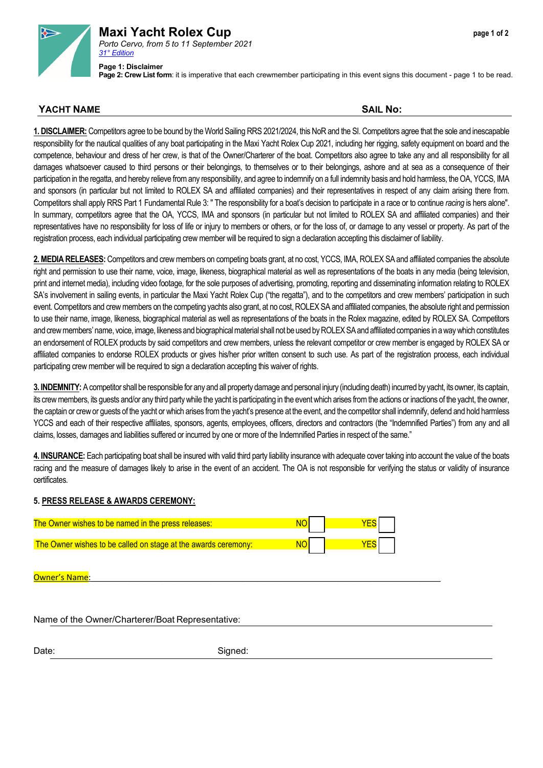# Maxi Yacht Rolex Cup

*Porto Cervo, from 5 to 11 September 2021*
*31° Edition*

**Page 1: Disclaimer**
**Page 2: Crew List form**: it is imperative that each crewmember participating in this event signs this document - page 1 to be read.

**YACHT NAME** **SAIL No:**

**1. DISCLAIMER:** Competitors agree to be bound by the World Sailing RRS 2021/2024, this NoR and the SI. Competitors agree that the sole and inescapable responsibility for the nautical qualities of any boat participating in the Maxi Yacht Rolex Cup 2021, including her rigging, safety equipment on board and the competence, behaviour and dress of her crew, is that of the Owner/Charterer of the boat. Competitors also agree to take any and all responsibility for all damages whatsoever caused to third persons or their belongings, to themselves or to their belongings, ashore and at sea as a consequence of their participation in the regatta, and hereby relieve from any responsibility, and agree to indemnify on a full indemnity basis and hold harmless, the OA, YCCS, IMA and sponsors (in particular but not limited to ROLEX SA and affiliated companies) and their representatives in respect of any claim arising there from. Competitors shall apply RRS Part 1 Fundamental Rule 3: " The responsibility for a boat's decision to participate in a race or to continue *racing* is hers alone". In summary, competitors agree that the OA, YCCS, IMA and sponsors (in particular but not limited to ROLEX SA and affiliated companies) and their representatives have no responsibility for loss of life or injury to members or others, or for the loss of, or damage to any vessel or property. As part of the registration process, each individual participating crew member will be required to sign a declaration accepting this disclaimer of liability.

**2. MEDIA RELEASES:** Competitors and crew members on competing boats grant, at no cost, YCCS, IMA, ROLEX SA and affiliated companies the absolute right and permission to use their name, voice, image, likeness, biographical material as well as representations of the boats in any media (being television, print and internet media), including video footage, for the sole purposes of advertising, promoting, reporting and disseminating information relating to ROLEX SA's involvement in sailing events, in particular the Maxi Yacht Rolex Cup ("the regatta"), and to the competitors and crew members' participation in such event. Competitors and crew members on the competing yachts also grant, at no cost, ROLEX SA and affiliated companies, the absolute right and permission to use their name, image, likeness, biographical material as well as representations of the boats in the Rolex magazine, edited by ROLEX SA. Competitors and crew members' name, voice, image, likeness and biographical material shall not be used by ROLEX SA and affiliated companies in a way which constitutes an endorsement of ROLEX products by said competitors and crew members, unless the relevant competitor or crew member is engaged by ROLEX SA or affiliated companies to endorse ROLEX products or gives his/her prior written consent to such use. As part of the registration process, each individual participating crew member will be required to sign a declaration accepting this waiver of rights.

**3. INDEMNITY:** A competitor shall be responsible for any and all property damage and personal injury (including death) incurred by yacht, its owner, its captain, its crew members, its guests and/or any third party while the yacht is participating in the event which arises from the actions or inactions of the yacht, the owner, the captain or crew or guests of the yacht or which arises from the yacht's presence at the event, and the competitor shall indemnify, defend and hold harmless YCCS and each of their respective affiliates, sponsors, agents, employees, officers, directors and contractors (the "Indemnified Parties") from any and all claims, losses, damages and liabilities suffered or incurred by one or more of the Indemnified Parties in respect of the same."

**4. INSURANCE:** Each participating boat shall be insured with valid third party liability insurance with adequate cover taking into account the value of the boats racing and the measure of damages likely to arise in the event of an accident. The OA is not responsible for verifying the status or validity of insurance certificates.

**5. PRESS RELEASE & AWARDS CEREMONY:**

| | | |
|---|---|---|
| The Owner wishes to be named in the press releases: | NO ☐ | YES ☐ |
| The Owner wishes to be called on stage at the awards ceremony: | NO ☐ | YES ☐ |

Owner's Name: ______________________________

Name of the Owner/Charterer/Boat Representative: ______________________________

Date: ______________ Signed: ______________________________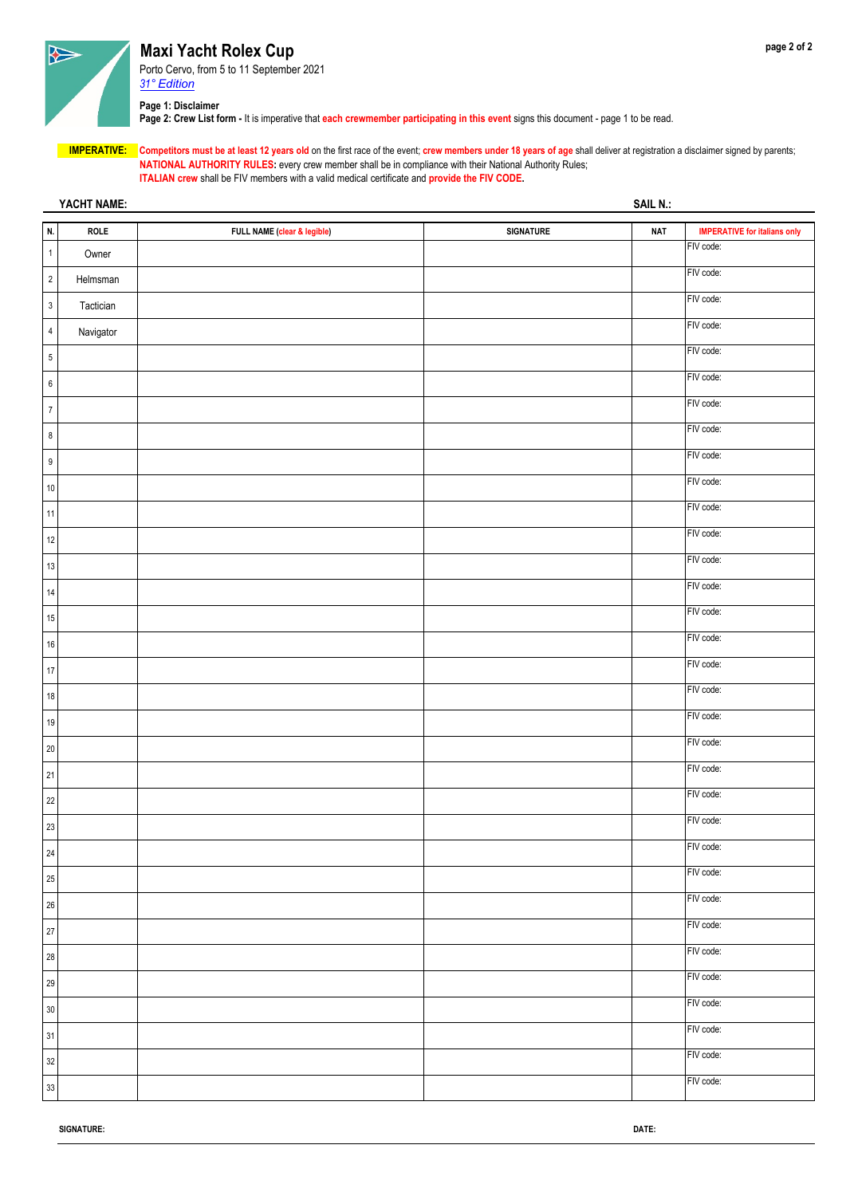# Maxi Yacht Rolex Cup

Porto Cervo, from 5 to 11 September 2021

*31° Edition*

**Page 1: Disclaimer**

**Page 2: Crew List form -** It is imperative that **each crewmember participating in this event** signs this document - page 1 to be read.

**IMPERATIVE:** **Competitors must be at least 12 years old** on the first race of the event; **crew members under 18 years of age** shall deliver at registration a disclaimer signed by parents;
**NATIONAL AUTHORITY RULES:** every crew member shall be in compliance with their National Authority Rules;
**ITALIAN crew** shall be FIV members with a valid medical certificate and **provide the FIV CODE.**

**YACHT NAME:** **SAIL N.:**

| N. | ROLE | FULL NAME (clear & legible) | SIGNATURE | NAT | IMPERATIVE for italians only |
|---|---|---|---|---|---|
| 1 | Owner | | | | FIV code: |
| 2 | Helmsman | | | | FIV code: |
| 3 | Tactician | | | | FIV code: |
| 4 | Navigator | | | | FIV code: |
| 5 | | | | | FIV code: |
| 6 | | | | | FIV code: |
| 7 | | | | | FIV code: |
| 8 | | | | | FIV code: |
| 9 | | | | | FIV code: |
| 10 | | | | | FIV code: |
| 11 | | | | | FIV code: |
| 12 | | | | | FIV code: |
| 13 | | | | | FIV code: |
| 14 | | | | | FIV code: |
| 15 | | | | | FIV code: |
| 16 | | | | | FIV code: |
| 17 | | | | | FIV code: |
| 18 | | | | | FIV code: |
| 19 | | | | | FIV code: |
| 20 | | | | | FIV code: |
| 21 | | | | | FIV code: |
| 22 | | | | | FIV code: |
| 23 | | | | | FIV code: |
| 24 | | | | | FIV code: |
| 25 | | | | | FIV code: |
| 26 | | | | | FIV code: |
| 27 | | | | | FIV code: |
| 28 | | | | | FIV code: |
| 29 | | | | | FIV code: |
| 30 | | | | | FIV code: |
| 31 | | | | | FIV code: |
| 32 | | | | | FIV code: |
| 33 | | | | | FIV code: |

**SIGNATURE:** **DATE:**